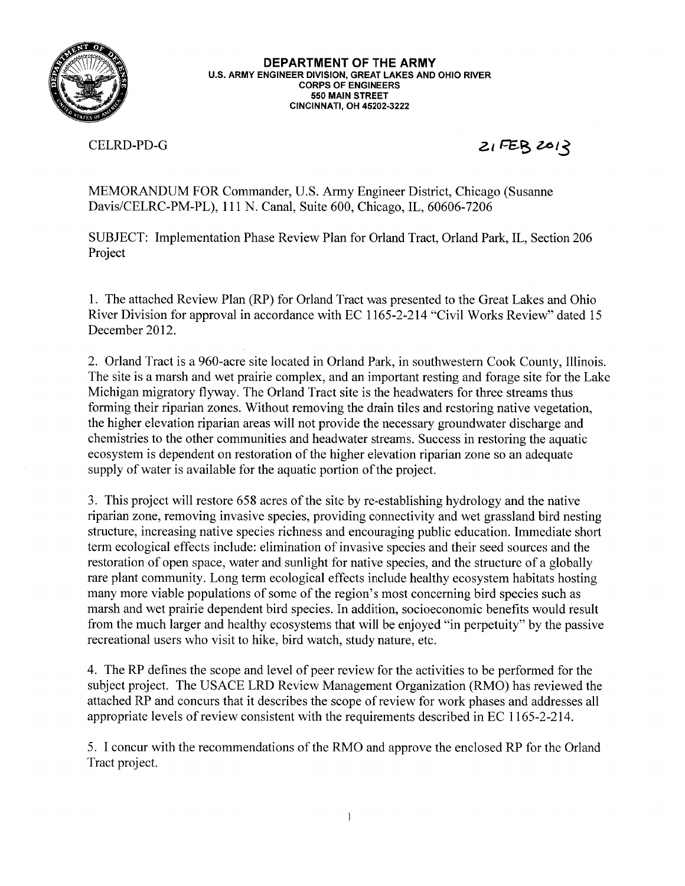**DEPARTMENT OF THE ARMY**
**U.S. ARMY ENGINEER DIVISION, GREAT LAKES AND OHIO RIVER**
**CORPS OF ENGINEERS**
**550 MAIN STREET**
**CINCINNATI, OH 45202-3222**

CELRD-PD-G

21 FEB 2013

MEMORANDUM FOR Commander, U.S. Army Engineer District, Chicago (Susanne Davis/CELRC-PM-PL), 111 N. Canal, Suite 600, Chicago, IL, 60606-7206

SUBJECT: Implementation Phase Review Plan for Orland Tract, Orland Park, IL, Section 206 Project

1. The attached Review Plan (RP) for Orland Tract was presented to the Great Lakes and Ohio River Division for approval in accordance with EC 1165-2-214 "Civil Works Review" dated 15 December 2012.

2. Orland Tract is a 960-acre site located in Orland Park, in southwestern Cook County, Illinois. The site is a marsh and wet prairie complex, and an important resting and forage site for the Lake Michigan migratory flyway. The Orland Tract site is the headwaters for three streams thus forming their riparian zones. Without removing the drain tiles and restoring native vegetation, the higher elevation riparian areas will not provide the necessary groundwater discharge and chemistries to the other communities and headwater streams. Success in restoring the aquatic ecosystem is dependent on restoration of the higher elevation riparian zone so an adequate supply of water is available for the aquatic portion of the project.

3. This project will restore 658 acres of the site by re-establishing hydrology and the native riparian zone, removing invasive species, providing connectivity and wet grassland bird nesting structure, increasing native species richness and encouraging public education. Immediate short term ecological effects include: elimination of invasive species and their seed sources and the restoration of open space, water and sunlight for native species, and the structure of a globally rare plant community. Long term ecological effects include healthy ecosystem habitats hosting many more viable populations of some of the region's most concerning bird species such as marsh and wet prairie dependent bird species. In addition, socioeconomic benefits would result from the much larger and healthy ecosystems that will be enjoyed "in perpetuity" by the passive recreational users who visit to hike, bird watch, study nature, etc.

4. The RP defines the scope and level of peer review for the activities to be performed for the subject project. The USACE LRD Review Management Organization (RMO) has reviewed the attached RP and concurs that it describes the scope of review for work phases and addresses all appropriate levels of review consistent with the requirements described in EC 1165-2-214.

5. I concur with the recommendations of the RMO and approve the enclosed RP for the Orland Tract project.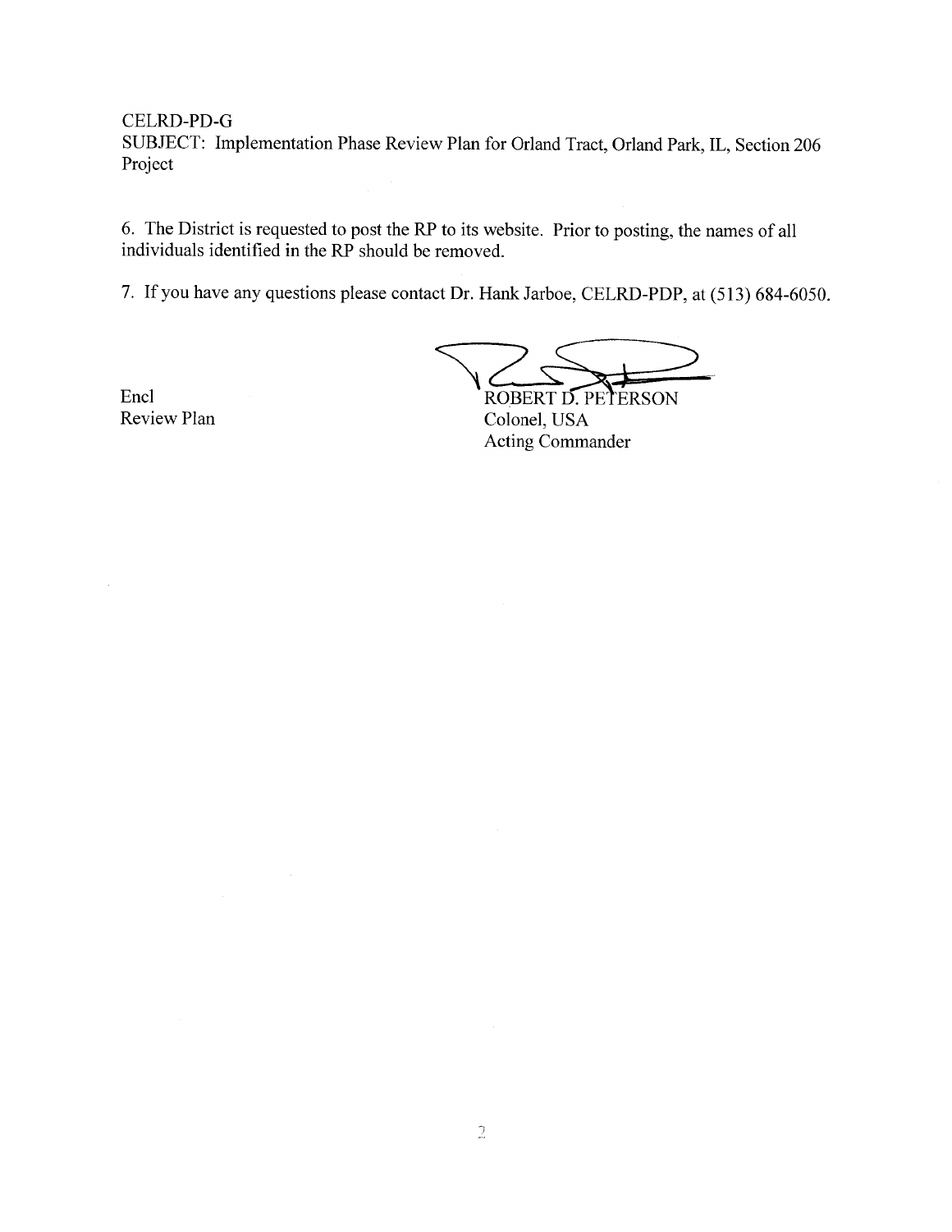CELRD-PD-G

SUBJECT: Implementation Phase Review Plan for Orland Tract, Orland Park, IL, Section 206 Project

6. The District is requested to post the RP to its website. Prior to posting, the names of all individuals identified in the RP should be removed.

7. If you have any questions please contact Dr. Hank Jarboe, CELRD-PDP, at (513) 684-6050.

Encl
Review Plan

ROBERT D. PETERSON
Colonel, USA
Acting Commander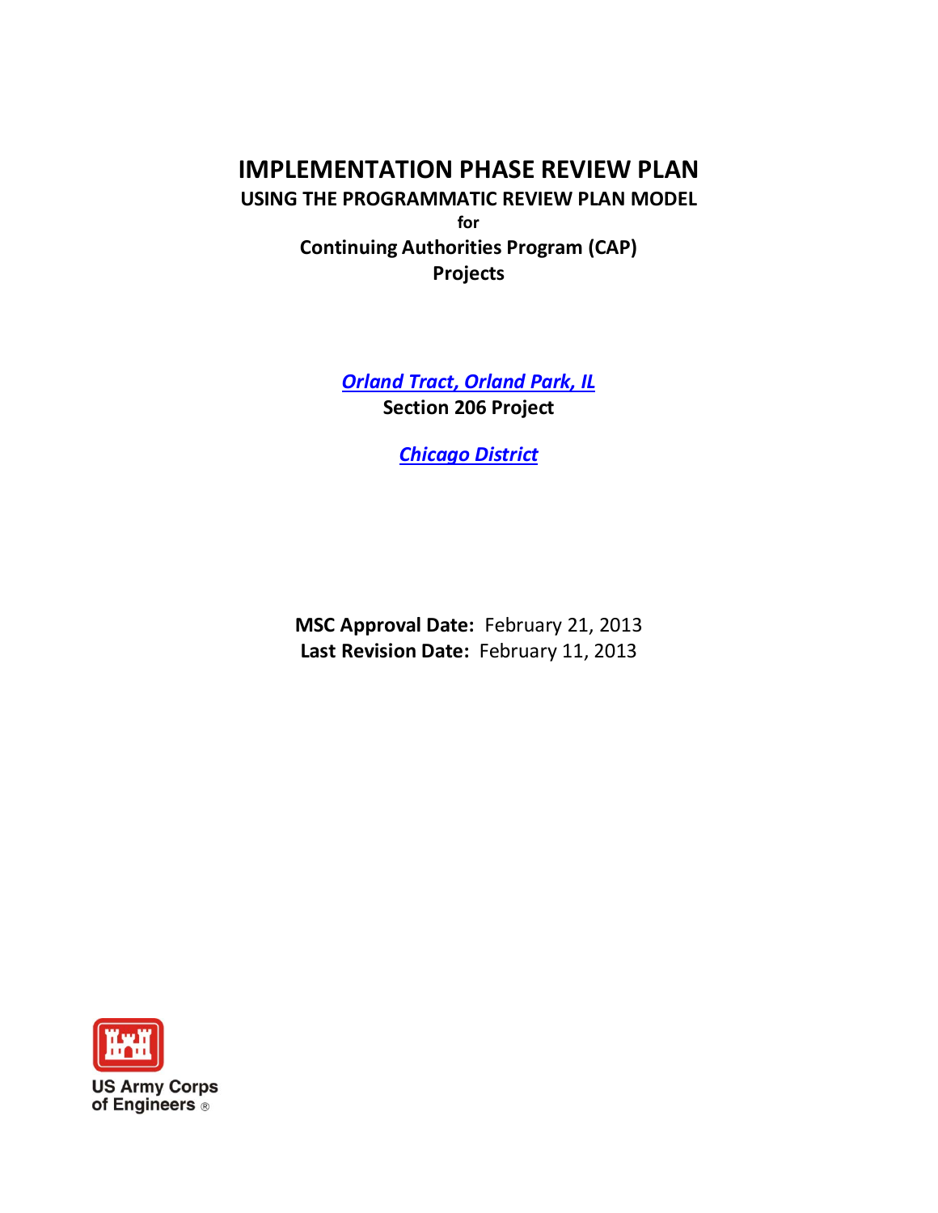# IMPLEMENTATION PHASE REVIEW PLAN

**USING THE PROGRAMMATIC REVIEW PLAN MODEL**

**for**

**Continuing Authorities Program (CAP) Projects**

***Orland Tract, Orland Park, IL***

**Section 206 Project**

***Chicago District***

**MSC Approval Date:** February 21, 2013
**Last Revision Date:** February 11, 2013

US Army Corps of Engineers ®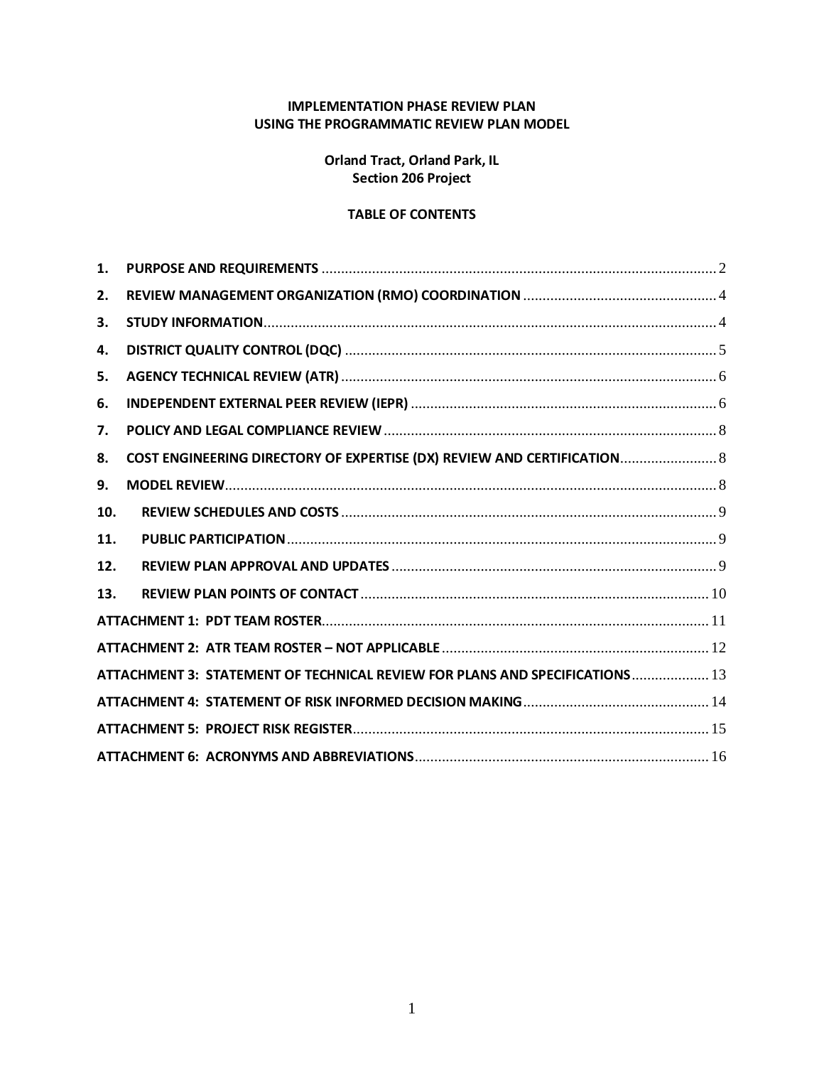**IMPLEMENTATION PHASE REVIEW PLAN**
**USING THE PROGRAMMATIC REVIEW PLAN MODEL**

**Orland Tract, Orland Park, IL**
**Section 206 Project**

**TABLE OF CONTENTS**

| | | |
|---|---|---|
| **1.** | **PURPOSE AND REQUIREMENTS** | 2 |
| **2.** | **REVIEW MANAGEMENT ORGANIZATION (RMO) COORDINATION** | 4 |
| **3.** | **STUDY INFORMATION** | 4 |
| **4.** | **DISTRICT QUALITY CONTROL (DQC)** | 5 |
| **5.** | **AGENCY TECHNICAL REVIEW (ATR)** | 6 |
| **6.** | **INDEPENDENT EXTERNAL PEER REVIEW (IEPR)** | 6 |
| **7.** | **POLICY AND LEGAL COMPLIANCE REVIEW** | 8 |
| **8.** | **COST ENGINEERING DIRECTORY OF EXPERTISE (DX) REVIEW AND CERTIFICATION** | 8 |
| **9.** | **MODEL REVIEW** | 8 |
| **10.** | **REVIEW SCHEDULES AND COSTS** | 9 |
| **11.** | **PUBLIC PARTICIPATION** | 9 |
| **12.** | **REVIEW PLAN APPROVAL AND UPDATES** | 9 |
| **13.** | **REVIEW PLAN POINTS OF CONTACT** | 10 |
| | **ATTACHMENT 1: PDT TEAM ROSTER** | 11 |
| | **ATTACHMENT 2: ATR TEAM ROSTER – NOT APPLICABLE** | 12 |
| | **ATTACHMENT 3: STATEMENT OF TECHNICAL REVIEW FOR PLANS AND SPECIFICATIONS** | 13 |
| | **ATTACHMENT 4: STATEMENT OF RISK INFORMED DECISION MAKING** | 14 |
| | **ATTACHMENT 5: PROJECT RISK REGISTER** | 15 |
| | **ATTACHMENT 6: ACRONYMS AND ABBREVIATIONS** | 16 |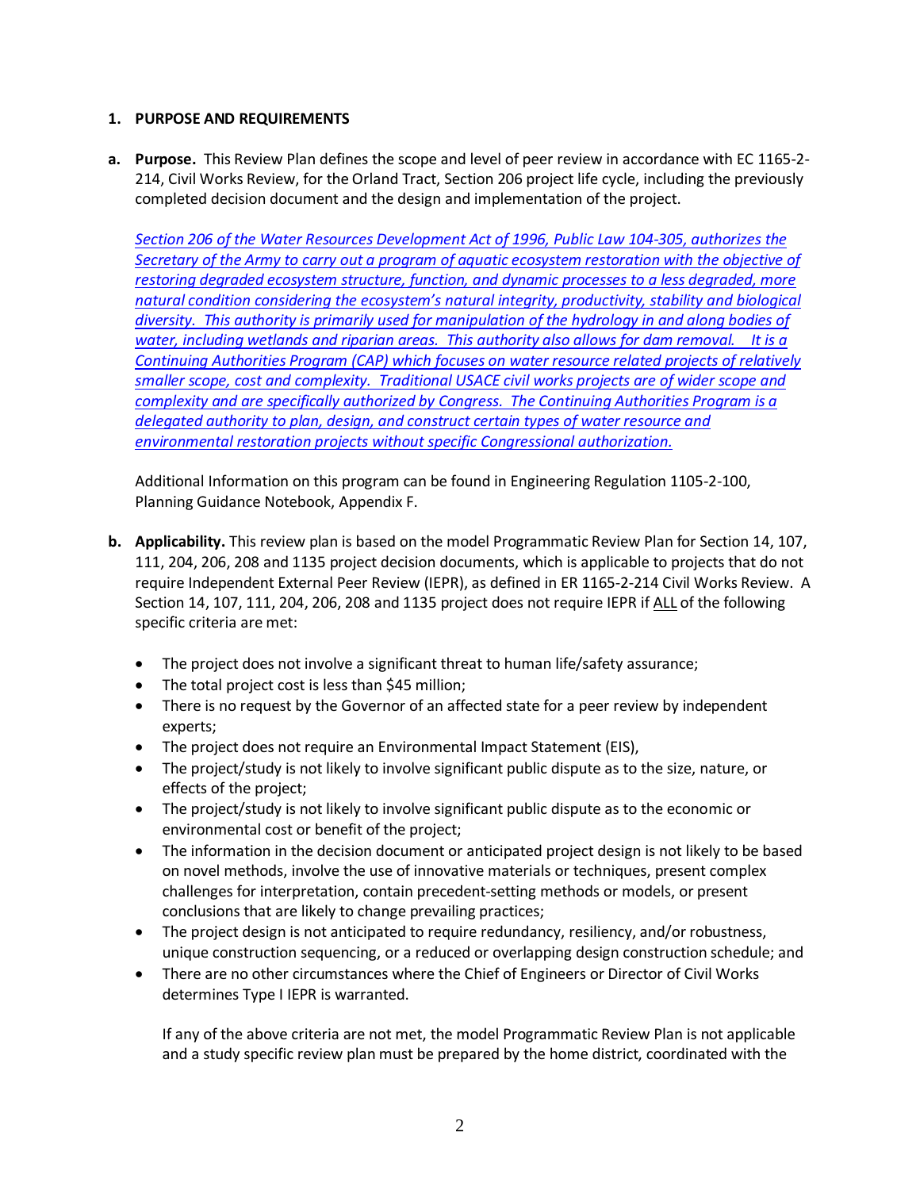## 1. PURPOSE AND REQUIREMENTS

**a. Purpose.** This Review Plan defines the scope and level of peer review in accordance with EC 1165-2-214, Civil Works Review, for the Orland Tract, Section 206 project life cycle, including the previously completed decision document and the design and implementation of the project.

*Section 206 of the Water Resources Development Act of 1996, Public Law 104-305, authorizes the Secretary of the Army to carry out a program of aquatic ecosystem restoration with the objective of restoring degraded ecosystem structure, function, and dynamic processes to a less degraded, more natural condition considering the ecosystem's natural integrity, productivity, stability and biological diversity. This authority is primarily used for manipulation of the hydrology in and along bodies of water, including wetlands and riparian areas. This authority also allows for dam removal. It is a Continuing Authorities Program (CAP) which focuses on water resource related projects of relatively smaller scope, cost and complexity. Traditional USACE civil works projects are of wider scope and complexity and are specifically authorized by Congress. The Continuing Authorities Program is a delegated authority to plan, design, and construct certain types of water resource and environmental restoration projects without specific Congressional authorization.*

Additional Information on this program can be found in Engineering Regulation 1105-2-100, Planning Guidance Notebook, Appendix F.

**b. Applicability.** This review plan is based on the model Programmatic Review Plan for Section 14, 107, 111, 204, 206, 208 and 1135 project decision documents, which is applicable to projects that do not require Independent External Peer Review (IEPR), as defined in ER 1165-2-214 Civil Works Review. A Section 14, 107, 111, 204, 206, 208 and 1135 project does not require IEPR if ALL of the following specific criteria are met:

- The project does not involve a significant threat to human life/safety assurance;
- The total project cost is less than $45 million;
- There is no request by the Governor of an affected state for a peer review by independent experts;
- The project does not require an Environmental Impact Statement (EIS),
- The project/study is not likely to involve significant public dispute as to the size, nature, or effects of the project;
- The project/study is not likely to involve significant public dispute as to the economic or environmental cost or benefit of the project;
- The information in the decision document or anticipated project design is not likely to be based on novel methods, involve the use of innovative materials or techniques, present complex challenges for interpretation, contain precedent-setting methods or models, or present conclusions that are likely to change prevailing practices;
- The project design is not anticipated to require redundancy, resiliency, and/or robustness, unique construction sequencing, or a reduced or overlapping design construction schedule; and
- There are no other circumstances where the Chief of Engineers or Director of Civil Works determines Type I IEPR is warranted.

If any of the above criteria are not met, the model Programmatic Review Plan is not applicable and a study specific review plan must be prepared by the home district, coordinated with the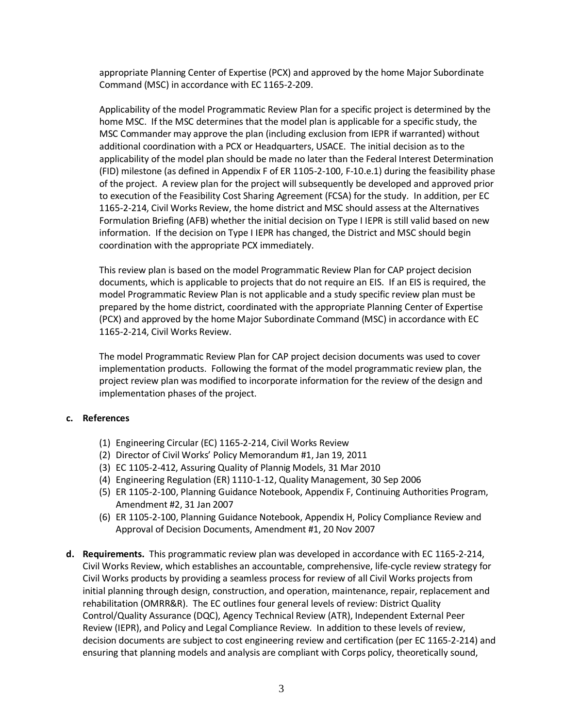appropriate Planning Center of Expertise (PCX) and approved by the home Major Subordinate Command (MSC) in accordance with EC 1165-2-209.

Applicability of the model Programmatic Review Plan for a specific project is determined by the home MSC. If the MSC determines that the model plan is applicable for a specific study, the MSC Commander may approve the plan (including exclusion from IEPR if warranted) without additional coordination with a PCX or Headquarters, USACE. The initial decision as to the applicability of the model plan should be made no later than the Federal Interest Determination (FID) milestone (as defined in Appendix F of ER 1105-2-100, F-10.e.1) during the feasibility phase of the project. A review plan for the project will subsequently be developed and approved prior to execution of the Feasibility Cost Sharing Agreement (FCSA) for the study. In addition, per EC 1165-2-214, Civil Works Review, the home district and MSC should assess at the Alternatives Formulation Briefing (AFB) whether the initial decision on Type I IEPR is still valid based on new information. If the decision on Type I IEPR has changed, the District and MSC should begin coordination with the appropriate PCX immediately.

This review plan is based on the model Programmatic Review Plan for CAP project decision documents, which is applicable to projects that do not require an EIS. If an EIS is required, the model Programmatic Review Plan is not applicable and a study specific review plan must be prepared by the home district, coordinated with the appropriate Planning Center of Expertise (PCX) and approved by the home Major Subordinate Command (MSC) in accordance with EC 1165-2-214, Civil Works Review.

The model Programmatic Review Plan for CAP project decision documents was used to cover implementation products. Following the format of the model programmatic review plan, the project review plan was modified to incorporate information for the review of the design and implementation phases of the project.

**c. References**

(1) Engineering Circular (EC) 1165-2-214, Civil Works Review
(2) Director of Civil Works' Policy Memorandum #1, Jan 19, 2011
(3) EC 1105-2-412, Assuring Quality of Plannig Models, 31 Mar 2010
(4) Engineering Regulation (ER) 1110-1-12, Quality Management, 30 Sep 2006
(5) ER 1105-2-100, Planning Guidance Notebook, Appendix F, Continuing Authorities Program, Amendment #2, 31 Jan 2007
(6) ER 1105-2-100, Planning Guidance Notebook, Appendix H, Policy Compliance Review and Approval of Decision Documents, Amendment #1, 20 Nov 2007

**d. Requirements.** This programmatic review plan was developed in accordance with EC 1165-2-214, Civil Works Review, which establishes an accountable, comprehensive, life-cycle review strategy for Civil Works products by providing a seamless process for review of all Civil Works projects from initial planning through design, construction, and operation, maintenance, repair, replacement and rehabilitation (OMRR&R). The EC outlines four general levels of review: District Quality Control/Quality Assurance (DQC), Agency Technical Review (ATR), Independent External Peer Review (IEPR), and Policy and Legal Compliance Review. In addition to these levels of review, decision documents are subject to cost engineering review and certification (per EC 1165-2-214) and ensuring that planning models and analysis are compliant with Corps policy, theoretically sound,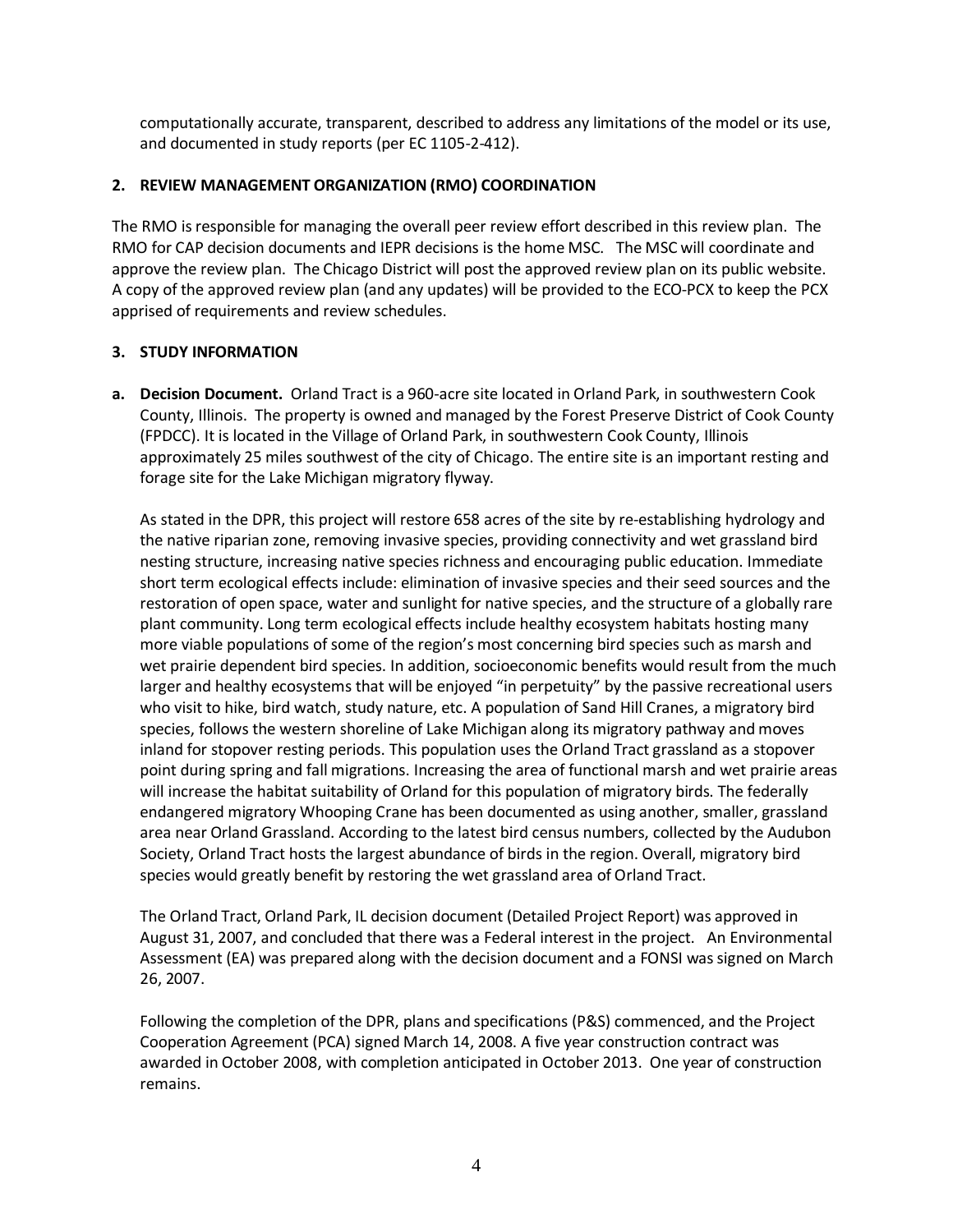computationally accurate, transparent, described to address any limitations of the model or its use, and documented in study reports (per EC 1105-2-412).

## 2. REVIEW MANAGEMENT ORGANIZATION (RMO) COORDINATION

The RMO is responsible for managing the overall peer review effort described in this review plan. The RMO for CAP decision documents and IEPR decisions is the home MSC. The MSC will coordinate and approve the review plan. The Chicago District will post the approved review plan on its public website. A copy of the approved review plan (and any updates) will be provided to the ECO-PCX to keep the PCX apprised of requirements and review schedules.

## 3. STUDY INFORMATION

**a. Decision Document.** Orland Tract is a 960-acre site located in Orland Park, in southwestern Cook County, Illinois. The property is owned and managed by the Forest Preserve District of Cook County (FPDCC). It is located in the Village of Orland Park, in southwestern Cook County, Illinois approximately 25 miles southwest of the city of Chicago. The entire site is an important resting and forage site for the Lake Michigan migratory flyway.

As stated in the DPR, this project will restore 658 acres of the site by re-establishing hydrology and the native riparian zone, removing invasive species, providing connectivity and wet grassland bird nesting structure, increasing native species richness and encouraging public education. Immediate short term ecological effects include: elimination of invasive species and their seed sources and the restoration of open space, water and sunlight for native species, and the structure of a globally rare plant community. Long term ecological effects include healthy ecosystem habitats hosting many more viable populations of some of the region's most concerning bird species such as marsh and wet prairie dependent bird species. In addition, socioeconomic benefits would result from the much larger and healthy ecosystems that will be enjoyed "in perpetuity" by the passive recreational users who visit to hike, bird watch, study nature, etc. A population of Sand Hill Cranes, a migratory bird species, follows the western shoreline of Lake Michigan along its migratory pathway and moves inland for stopover resting periods. This population uses the Orland Tract grassland as a stopover point during spring and fall migrations. Increasing the area of functional marsh and wet prairie areas will increase the habitat suitability of Orland for this population of migratory birds. The federally endangered migratory Whooping Crane has been documented as using another, smaller, grassland area near Orland Grassland. According to the latest bird census numbers, collected by the Audubon Society, Orland Tract hosts the largest abundance of birds in the region. Overall, migratory bird species would greatly benefit by restoring the wet grassland area of Orland Tract.

The Orland Tract, Orland Park, IL decision document (Detailed Project Report) was approved in August 31, 2007, and concluded that there was a Federal interest in the project. An Environmental Assessment (EA) was prepared along with the decision document and a FONSI was signed on March 26, 2007.

Following the completion of the DPR, plans and specifications (P&S) commenced, and the Project Cooperation Agreement (PCA) signed March 14, 2008. A five year construction contract was awarded in October 2008, with completion anticipated in October 2013. One year of construction remains.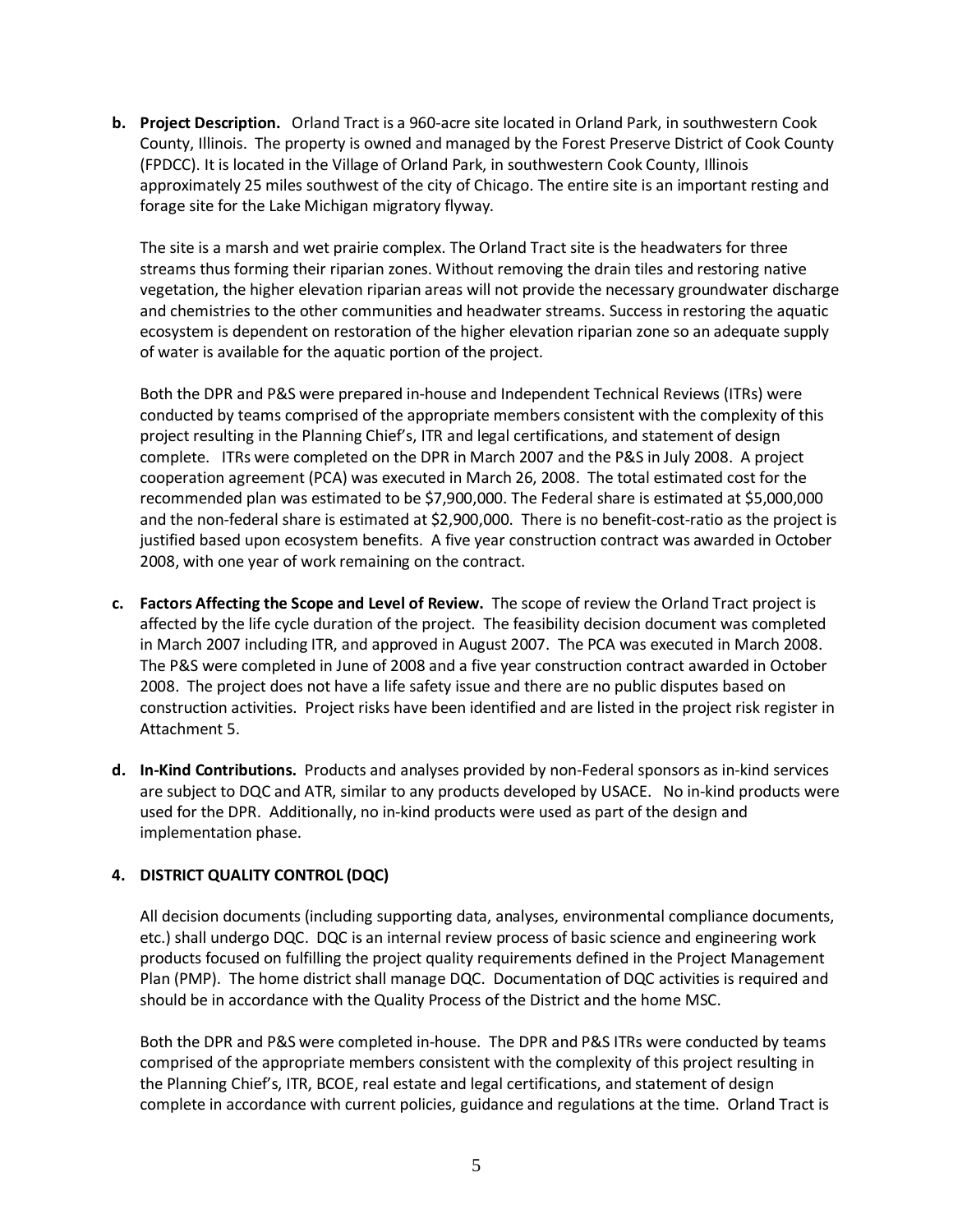**b. Project Description.** Orland Tract is a 960-acre site located in Orland Park, in southwestern Cook County, Illinois. The property is owned and managed by the Forest Preserve District of Cook County (FPDCC). It is located in the Village of Orland Park, in southwestern Cook County, Illinois approximately 25 miles southwest of the city of Chicago. The entire site is an important resting and forage site for the Lake Michigan migratory flyway.

The site is a marsh and wet prairie complex. The Orland Tract site is the headwaters for three streams thus forming their riparian zones. Without removing the drain tiles and restoring native vegetation, the higher elevation riparian areas will not provide the necessary groundwater discharge and chemistries to the other communities and headwater streams. Success in restoring the aquatic ecosystem is dependent on restoration of the higher elevation riparian zone so an adequate supply of water is available for the aquatic portion of the project.

Both the DPR and P&S were prepared in-house and Independent Technical Reviews (ITRs) were conducted by teams comprised of the appropriate members consistent with the complexity of this project resulting in the Planning Chief's, ITR and legal certifications, and statement of design complete. ITRs were completed on the DPR in March 2007 and the P&S in July 2008. A project cooperation agreement (PCA) was executed in March 26, 2008. The total estimated cost for the recommended plan was estimated to be $7,900,000. The Federal share is estimated at $5,000,000 and the non-federal share is estimated at $2,900,000. There is no benefit-cost-ratio as the project is justified based upon ecosystem benefits. A five year construction contract was awarded in October 2008, with one year of work remaining on the contract.

**c. Factors Affecting the Scope and Level of Review.** The scope of review the Orland Tract project is affected by the life cycle duration of the project. The feasibility decision document was completed in March 2007 including ITR, and approved in August 2007. The PCA was executed in March 2008. The P&S were completed in June of 2008 and a five year construction contract awarded in October 2008. The project does not have a life safety issue and there are no public disputes based on construction activities. Project risks have been identified and are listed in the project risk register in Attachment 5.

**d. In-Kind Contributions.** Products and analyses provided by non-Federal sponsors as in-kind services are subject to DQC and ATR, similar to any products developed by USACE. No in-kind products were used for the DPR. Additionally, no in-kind products were used as part of the design and implementation phase.

## 4. DISTRICT QUALITY CONTROL (DQC)

All decision documents (including supporting data, analyses, environmental compliance documents, etc.) shall undergo DQC. DQC is an internal review process of basic science and engineering work products focused on fulfilling the project quality requirements defined in the Project Management Plan (PMP). The home district shall manage DQC. Documentation of DQC activities is required and should be in accordance with the Quality Process of the District and the home MSC.

Both the DPR and P&S were completed in-house. The DPR and P&S ITRs were conducted by teams comprised of the appropriate members consistent with the complexity of this project resulting in the Planning Chief's, ITR, BCOE, real estate and legal certifications, and statement of design complete in accordance with current policies, guidance and regulations at the time. Orland Tract is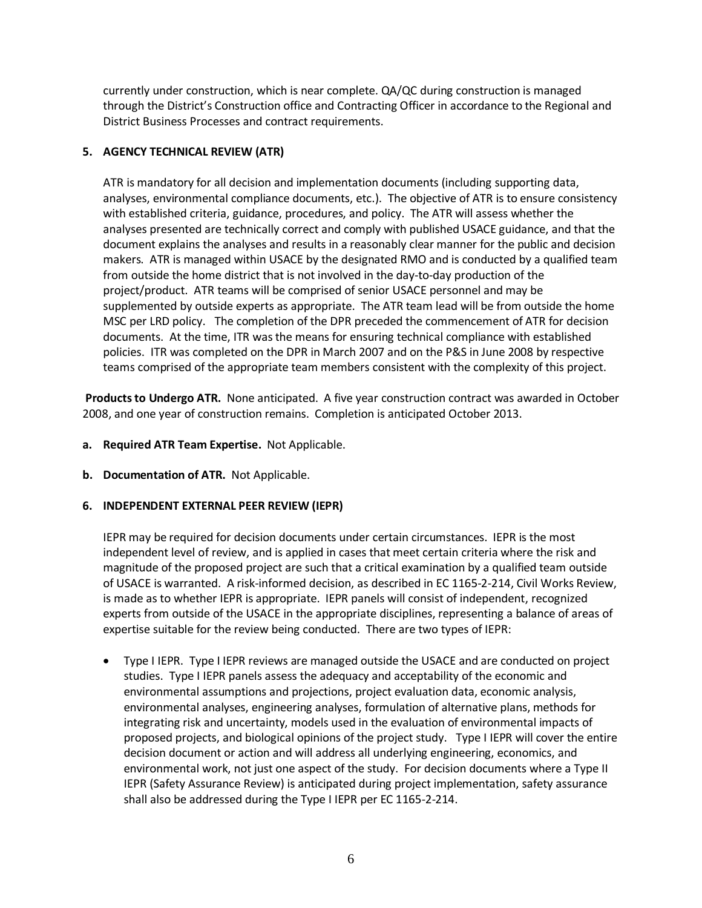currently under construction, which is near complete. QA/QC during construction is managed through the District's Construction office and Contracting Officer in accordance to the Regional and District Business Processes and contract requirements.

**5. AGENCY TECHNICAL REVIEW (ATR)**

ATR is mandatory for all decision and implementation documents (including supporting data, analyses, environmental compliance documents, etc.). The objective of ATR is to ensure consistency with established criteria, guidance, procedures, and policy. The ATR will assess whether the analyses presented are technically correct and comply with published USACE guidance, and that the document explains the analyses and results in a reasonably clear manner for the public and decision makers. ATR is managed within USACE by the designated RMO and is conducted by a qualified team from outside the home district that is not involved in the day-to-day production of the project/product. ATR teams will be comprised of senior USACE personnel and may be supplemented by outside experts as appropriate. The ATR team lead will be from outside the home MSC per LRD policy. The completion of the DPR preceded the commencement of ATR for decision documents. At the time, ITR was the means for ensuring technical compliance with established policies. ITR was completed on the DPR in March 2007 and on the P&S in June 2008 by respective teams comprised of the appropriate team members consistent with the complexity of this project.

**Products to Undergo ATR.** None anticipated. A five year construction contract was awarded in October 2008, and one year of construction remains. Completion is anticipated October 2013.

**a. Required ATR Team Expertise.** Not Applicable.

**b. Documentation of ATR.** Not Applicable.

**6. INDEPENDENT EXTERNAL PEER REVIEW (IEPR)**

IEPR may be required for decision documents under certain circumstances. IEPR is the most independent level of review, and is applied in cases that meet certain criteria where the risk and magnitude of the proposed project are such that a critical examination by a qualified team outside of USACE is warranted. A risk-informed decision, as described in EC 1165-2-214, Civil Works Review, is made as to whether IEPR is appropriate. IEPR panels will consist of independent, recognized experts from outside of the USACE in the appropriate disciplines, representing a balance of areas of expertise suitable for the review being conducted. There are two types of IEPR:

- Type I IEPR. Type I IEPR reviews are managed outside the USACE and are conducted on project studies. Type I IEPR panels assess the adequacy and acceptability of the economic and environmental assumptions and projections, project evaluation data, economic analysis, environmental analyses, engineering analyses, formulation of alternative plans, methods for integrating risk and uncertainty, models used in the evaluation of environmental impacts of proposed projects, and biological opinions of the project study. Type I IEPR will cover the entire decision document or action and will address all underlying engineering, economics, and environmental work, not just one aspect of the study. For decision documents where a Type II IEPR (Safety Assurance Review) is anticipated during project implementation, safety assurance shall also be addressed during the Type I IEPR per EC 1165-2-214.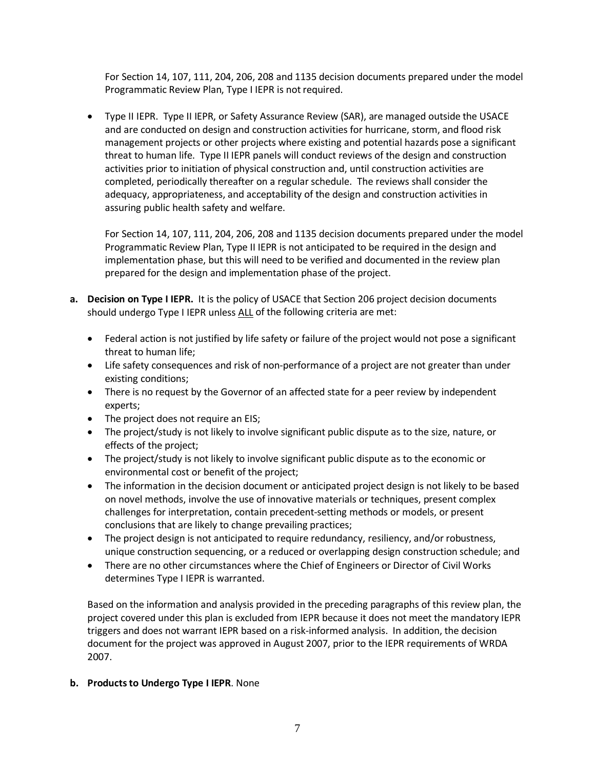For Section 14, 107, 111, 204, 206, 208 and 1135 decision documents prepared under the model Programmatic Review Plan, Type I IEPR is not required.

- Type II IEPR. Type II IEPR, or Safety Assurance Review (SAR), are managed outside the USACE and are conducted on design and construction activities for hurricane, storm, and flood risk management projects or other projects where existing and potential hazards pose a significant threat to human life. Type II IEPR panels will conduct reviews of the design and construction activities prior to initiation of physical construction and, until construction activities are completed, periodically thereafter on a regular schedule. The reviews shall consider the adequacy, appropriateness, and acceptability of the design and construction activities in assuring public health safety and welfare.

  For Section 14, 107, 111, 204, 206, 208 and 1135 decision documents prepared under the model Programmatic Review Plan, Type II IEPR is not anticipated to be required in the design and implementation phase, but this will need to be verified and documented in the review plan prepared for the design and implementation phase of the project.

**a. Decision on Type I IEPR.** It is the policy of USACE that Section 206 project decision documents should undergo Type I IEPR unless ALL of the following criteria are met:

- Federal action is not justified by life safety or failure of the project would not pose a significant threat to human life;
- Life safety consequences and risk of non-performance of a project are not greater than under existing conditions;
- There is no request by the Governor of an affected state for a peer review by independent experts;
- The project does not require an EIS;
- The project/study is not likely to involve significant public dispute as to the size, nature, or effects of the project;
- The project/study is not likely to involve significant public dispute as to the economic or environmental cost or benefit of the project;
- The information in the decision document or anticipated project design is not likely to be based on novel methods, involve the use of innovative materials or techniques, present complex challenges for interpretation, contain precedent-setting methods or models, or present conclusions that are likely to change prevailing practices;
- The project design is not anticipated to require redundancy, resiliency, and/or robustness, unique construction sequencing, or a reduced or overlapping design construction schedule; and
- There are no other circumstances where the Chief of Engineers or Director of Civil Works determines Type I IEPR is warranted.

Based on the information and analysis provided in the preceding paragraphs of this review plan, the project covered under this plan is excluded from IEPR because it does not meet the mandatory IEPR triggers and does not warrant IEPR based on a risk-informed analysis. In addition, the decision document for the project was approved in August 2007, prior to the IEPR requirements of WRDA 2007.

**b. Products to Undergo Type I IEPR**. None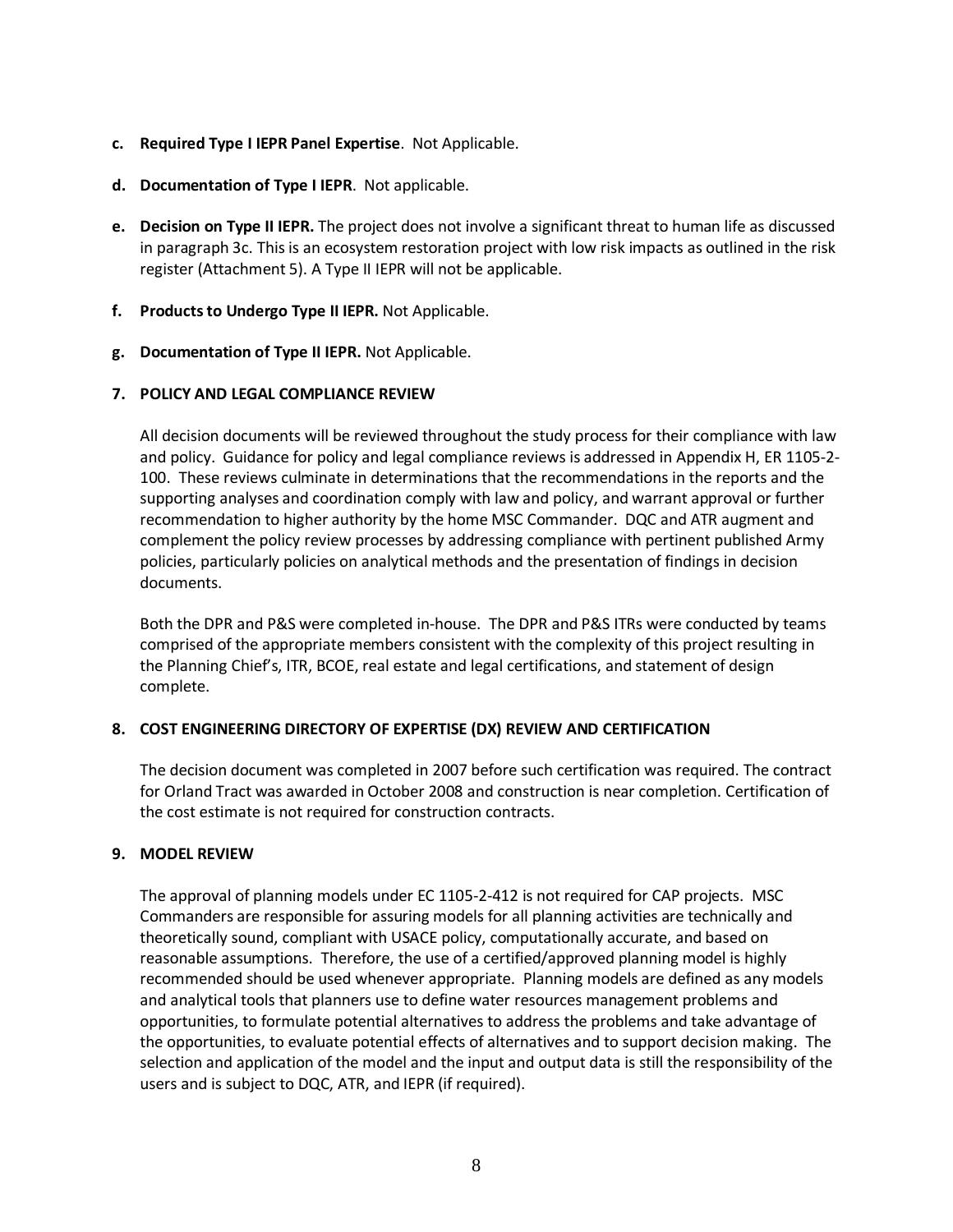**c. Required Type I IEPR Panel Expertise**. Not Applicable.

**d. Documentation of Type I IEPR**. Not applicable.

**e. Decision on Type II IEPR.** The project does not involve a significant threat to human life as discussed in paragraph 3c. This is an ecosystem restoration project with low risk impacts as outlined in the risk register (Attachment 5). A Type II IEPR will not be applicable.

**f. Products to Undergo Type II IEPR.** Not Applicable.

**g. Documentation of Type II IEPR.** Not Applicable.

## 7. POLICY AND LEGAL COMPLIANCE REVIEW

All decision documents will be reviewed throughout the study process for their compliance with law and policy. Guidance for policy and legal compliance reviews is addressed in Appendix H, ER 1105-2-100. These reviews culminate in determinations that the recommendations in the reports and the supporting analyses and coordination comply with law and policy, and warrant approval or further recommendation to higher authority by the home MSC Commander. DQC and ATR augment and complement the policy review processes by addressing compliance with pertinent published Army policies, particularly policies on analytical methods and the presentation of findings in decision documents.

Both the DPR and P&S were completed in-house. The DPR and P&S ITRs were conducted by teams comprised of the appropriate members consistent with the complexity of this project resulting in the Planning Chief's, ITR, BCOE, real estate and legal certifications, and statement of design complete.

## 8. COST ENGINEERING DIRECTORY OF EXPERTISE (DX) REVIEW AND CERTIFICATION

The decision document was completed in 2007 before such certification was required. The contract for Orland Tract was awarded in October 2008 and construction is near completion. Certification of the cost estimate is not required for construction contracts.

## 9. MODEL REVIEW

The approval of planning models under EC 1105-2-412 is not required for CAP projects. MSC Commanders are responsible for assuring models for all planning activities are technically and theoretically sound, compliant with USACE policy, computationally accurate, and based on reasonable assumptions. Therefore, the use of a certified/approved planning model is highly recommended should be used whenever appropriate. Planning models are defined as any models and analytical tools that planners use to define water resources management problems and opportunities, to formulate potential alternatives to address the problems and take advantage of the opportunities, to evaluate potential effects of alternatives and to support decision making. The selection and application of the model and the input and output data is still the responsibility of the users and is subject to DQC, ATR, and IEPR (if required).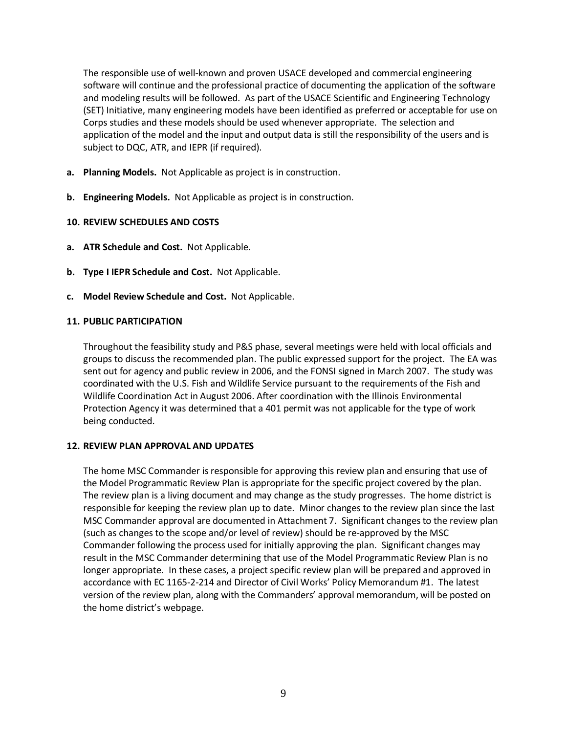The responsible use of well-known and proven USACE developed and commercial engineering software will continue and the professional practice of documenting the application of the software and modeling results will be followed. As part of the USACE Scientific and Engineering Technology (SET) Initiative, many engineering models have been identified as preferred or acceptable for use on Corps studies and these models should be used whenever appropriate. The selection and application of the model and the input and output data is still the responsibility of the users and is subject to DQC, ATR, and IEPR (if required).

**a. Planning Models.** Not Applicable as project is in construction.

**b. Engineering Models.** Not Applicable as project is in construction.

**10. REVIEW SCHEDULES AND COSTS**

**a. ATR Schedule and Cost.** Not Applicable.

**b. Type I IEPR Schedule and Cost.** Not Applicable.

**c. Model Review Schedule and Cost.** Not Applicable.

**11. PUBLIC PARTICIPATION**

Throughout the feasibility study and P&S phase, several meetings were held with local officials and groups to discuss the recommended plan. The public expressed support for the project. The EA was sent out for agency and public review in 2006, and the FONSI signed in March 2007. The study was coordinated with the U.S. Fish and Wildlife Service pursuant to the requirements of the Fish and Wildlife Coordination Act in August 2006. After coordination with the Illinois Environmental Protection Agency it was determined that a 401 permit was not applicable for the type of work being conducted.

**12. REVIEW PLAN APPROVAL AND UPDATES**

The home MSC Commander is responsible for approving this review plan and ensuring that use of the Model Programmatic Review Plan is appropriate for the specific project covered by the plan. The review plan is a living document and may change as the study progresses. The home district is responsible for keeping the review plan up to date. Minor changes to the review plan since the last MSC Commander approval are documented in Attachment 7. Significant changes to the review plan (such as changes to the scope and/or level of review) should be re-approved by the MSC Commander following the process used for initially approving the plan. Significant changes may result in the MSC Commander determining that use of the Model Programmatic Review Plan is no longer appropriate. In these cases, a project specific review plan will be prepared and approved in accordance with EC 1165-2-214 and Director of Civil Works' Policy Memorandum #1. The latest version of the review plan, along with the Commanders' approval memorandum, will be posted on the home district's webpage.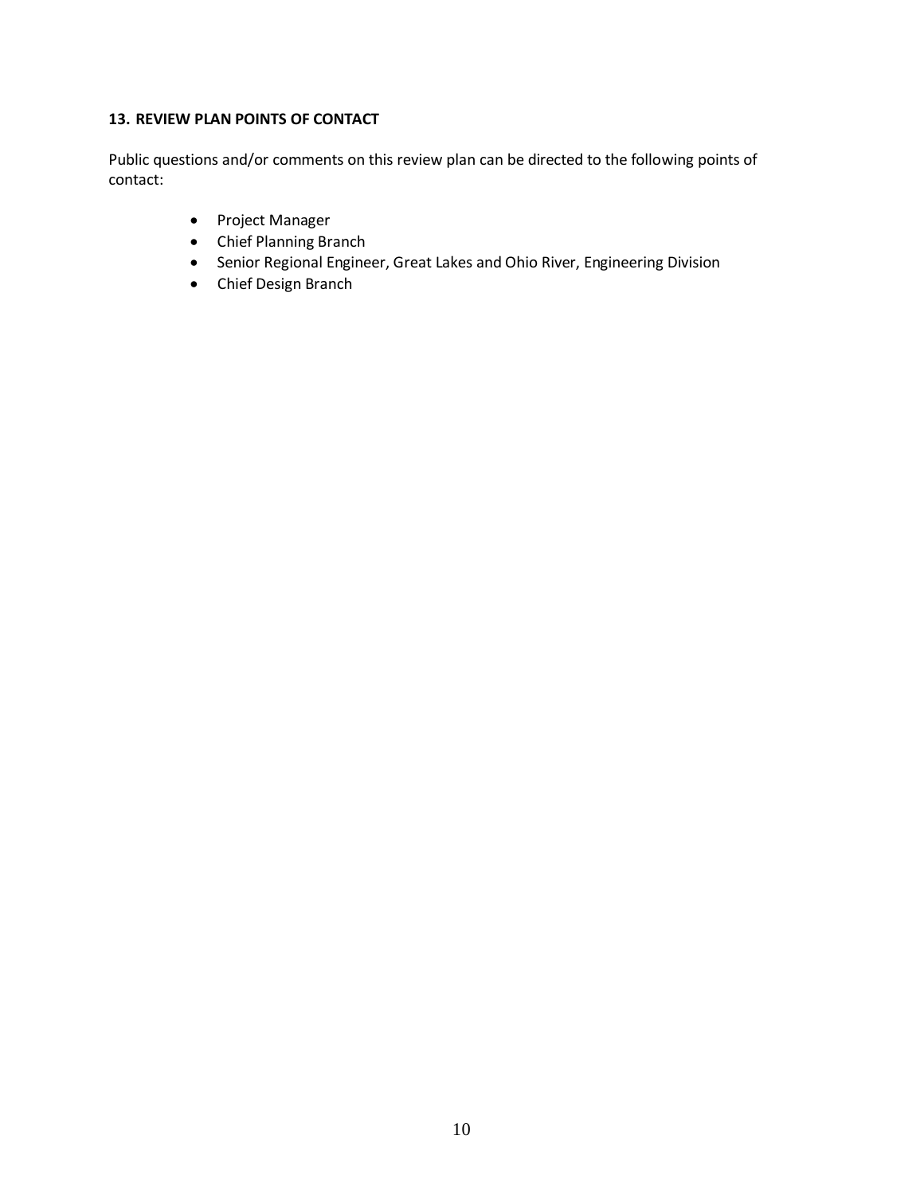## 13. REVIEW PLAN POINTS OF CONTACT

Public questions and/or comments on this review plan can be directed to the following points of contact:

- Project Manager
- Chief Planning Branch
- Senior Regional Engineer, Great Lakes and Ohio River, Engineering Division
- Chief Design Branch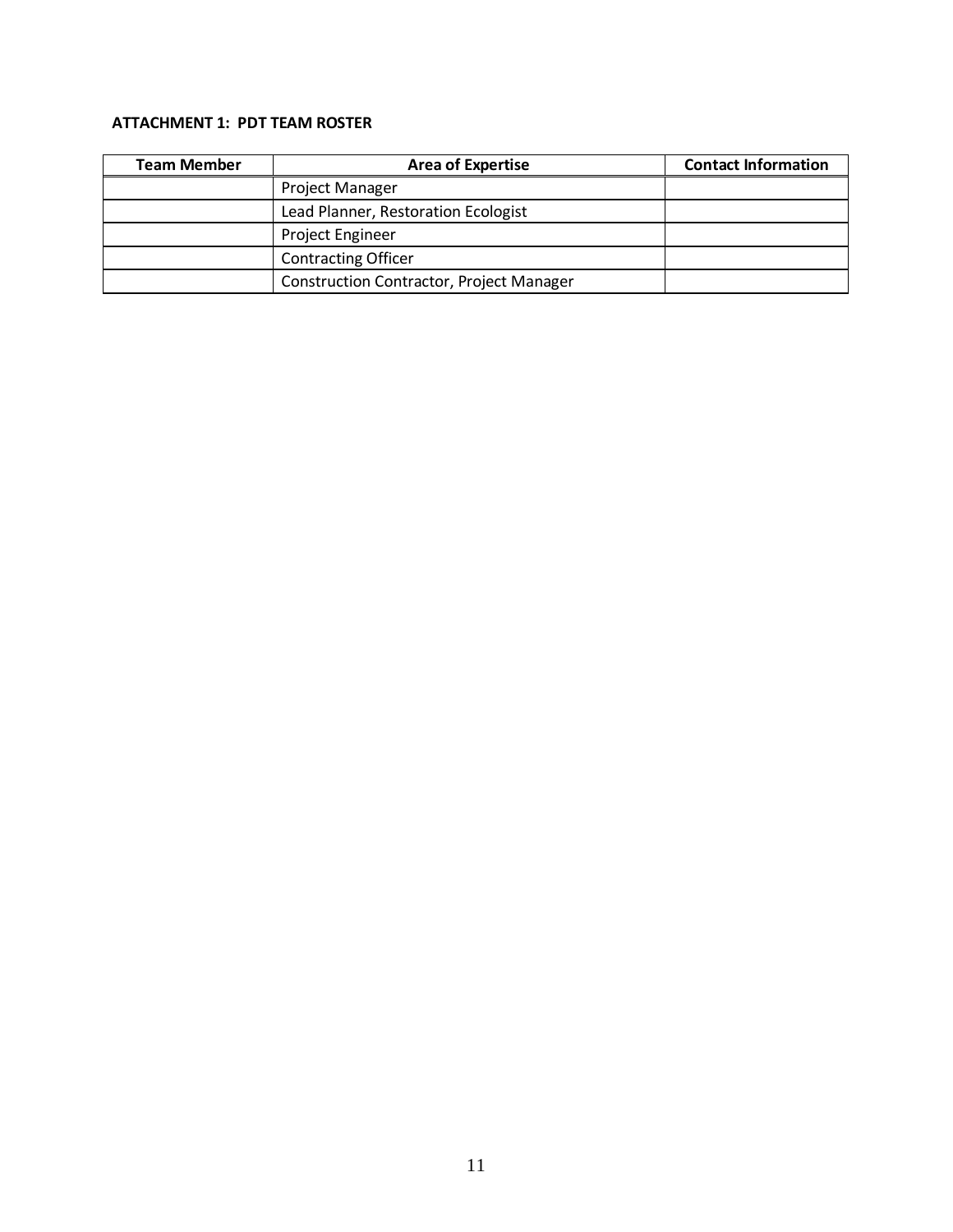**ATTACHMENT 1: PDT TEAM ROSTER**

| Team Member | Area of Expertise | Contact Information |
|---|---|---|
| | Project Manager | |
| | Lead Planner, Restoration Ecologist | |
| | Project Engineer | |
| | Contracting Officer | |
| | Construction Contractor, Project Manager | |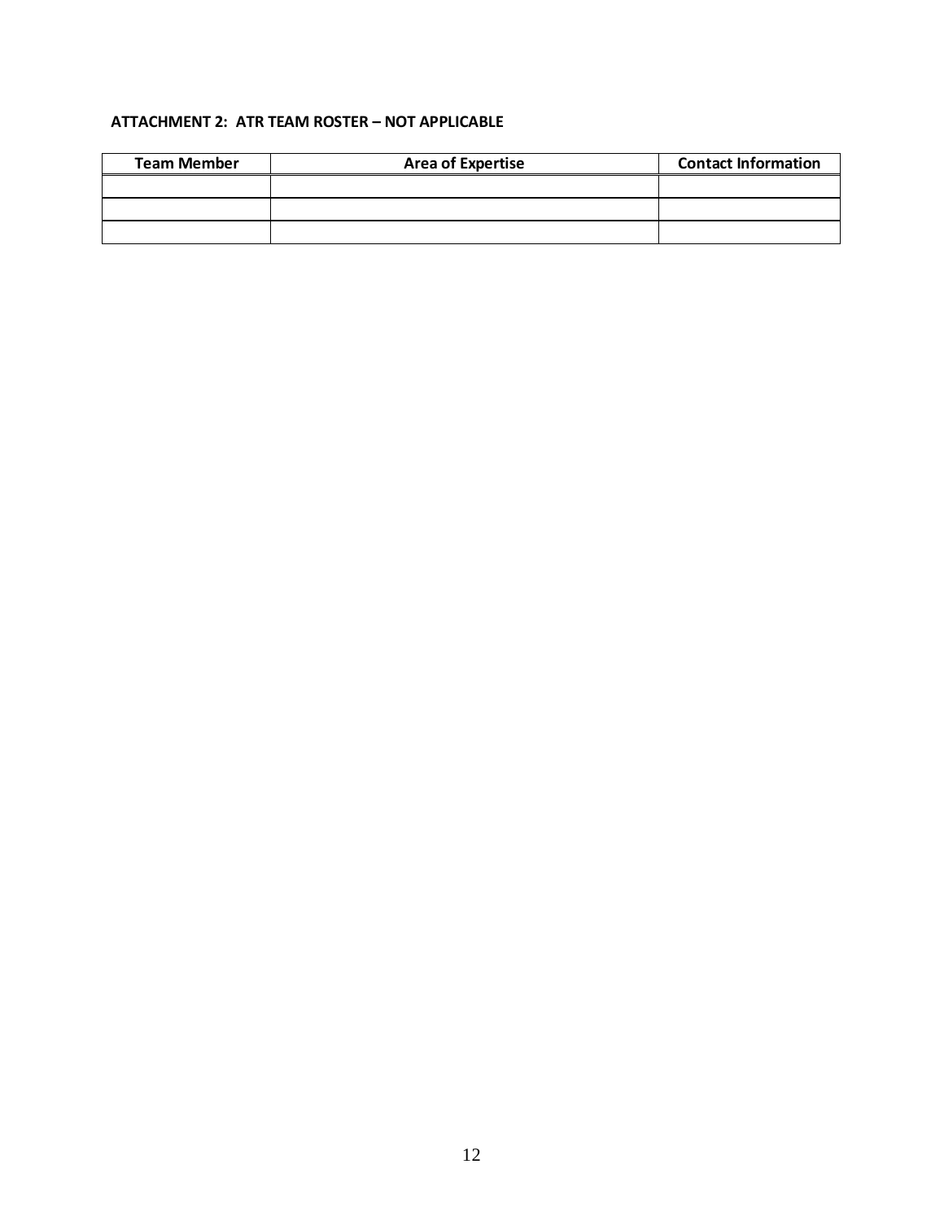**ATTACHMENT 2: ATR TEAM ROSTER – NOT APPLICABLE**

| Team Member | Area of Expertise | Contact Information |
|---|---|---|
| | | |
| | | |
| | | |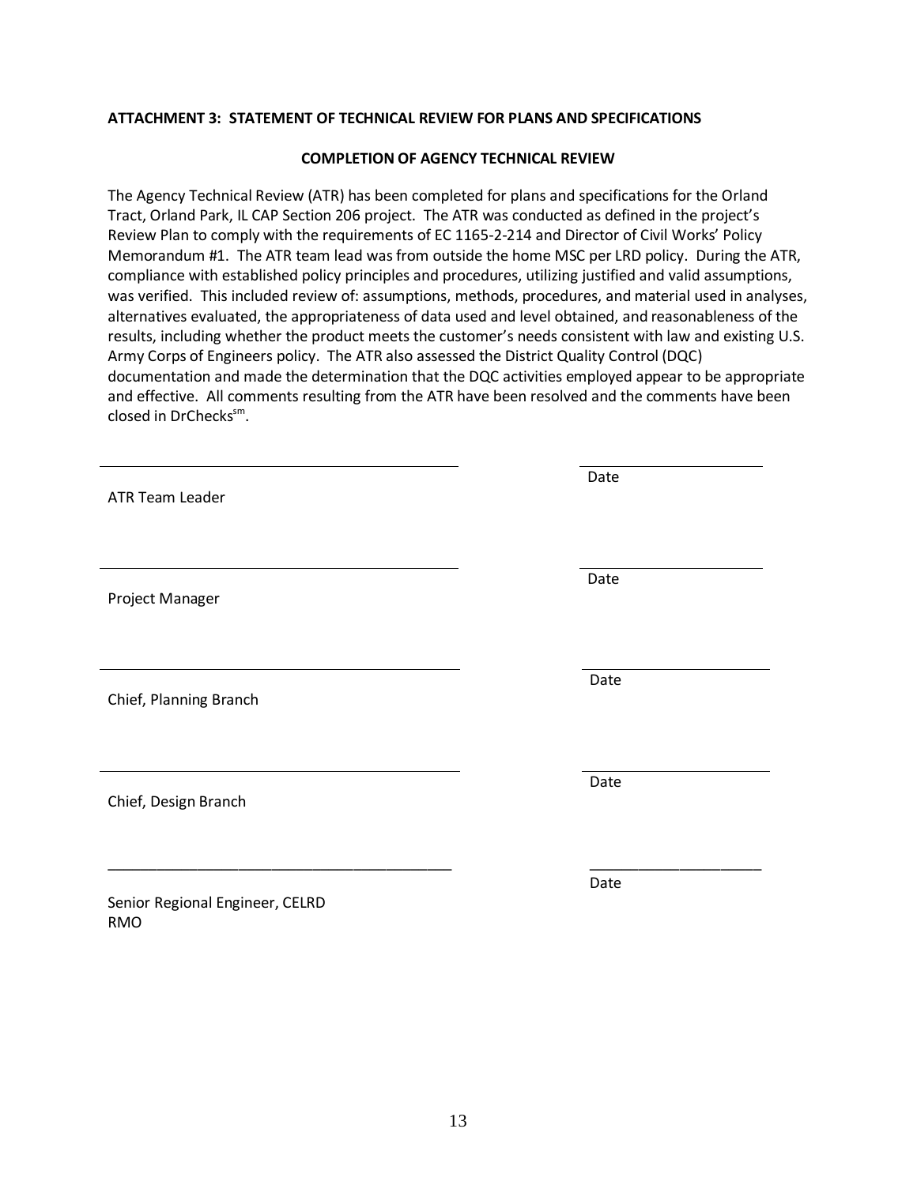**ATTACHMENT 3: STATEMENT OF TECHNICAL REVIEW FOR PLANS AND SPECIFICATIONS**

**COMPLETION OF AGENCY TECHNICAL REVIEW**

The Agency Technical Review (ATR) has been completed for plans and specifications for the Orland Tract, Orland Park, IL CAP Section 206 project. The ATR was conducted as defined in the project's Review Plan to comply with the requirements of EC 1165-2-214 and Director of Civil Works' Policy Memorandum #1. The ATR team lead was from outside the home MSC per LRD policy. During the ATR, compliance with established policy principles and procedures, utilizing justified and valid assumptions, was verified. This included review of: assumptions, methods, procedures, and material used in analyses, alternatives evaluated, the appropriateness of data used and level obtained, and reasonableness of the results, including whether the product meets the customer's needs consistent with law and existing U.S. Army Corps of Engineers policy. The ATR also assessed the District Quality Control (DQC) documentation and made the determination that the DQC activities employed appear to be appropriate and effective. All comments resulting from the ATR have been resolved and the comments have been closed in DrChecks[sm].

\_\_\_\_\_\_\_\_\_\_\_\_\_\_\_\_\_\_\_\_\_\_\_\_\_\_\_\_\_\_\_\_\_\_\_\_\_\_\_\_\_\_ \_\_\_\_\_\_\_\_\_\_\_\_\_\_\_\_\_\_\_\_

ATR Team Leader Date

\_\_\_\_\_\_\_\_\_\_\_\_\_\_\_\_\_\_\_\_\_\_\_\_\_\_\_\_\_\_\_\_\_\_\_\_\_\_\_\_\_\_ \_\_\_\_\_\_\_\_\_\_\_\_\_\_\_\_\_\_\_\_

Project Manager Date

\_\_\_\_\_\_\_\_\_\_\_\_\_\_\_\_\_\_\_\_\_\_\_\_\_\_\_\_\_\_\_\_\_\_\_\_\_\_\_\_\_\_ \_\_\_\_\_\_\_\_\_\_\_\_\_\_\_\_\_\_\_\_

Chief, Planning Branch Date

\_\_\_\_\_\_\_\_\_\_\_\_\_\_\_\_\_\_\_\_\_\_\_\_\_\_\_\_\_\_\_\_\_\_\_\_\_\_\_\_\_\_ \_\_\_\_\_\_\_\_\_\_\_\_\_\_\_\_\_\_\_\_

Chief, Design Branch Date

\_\_\_\_\_\_\_\_\_\_\_\_\_\_\_\_\_\_\_\_\_\_\_\_\_\_\_\_\_\_\_\_\_\_\_\_\_\_\_\_\_\_ \_\_\_\_\_\_\_\_\_\_\_\_\_\_\_\_\_\_\_\_

Senior Regional Engineer, CELRD
RMO Date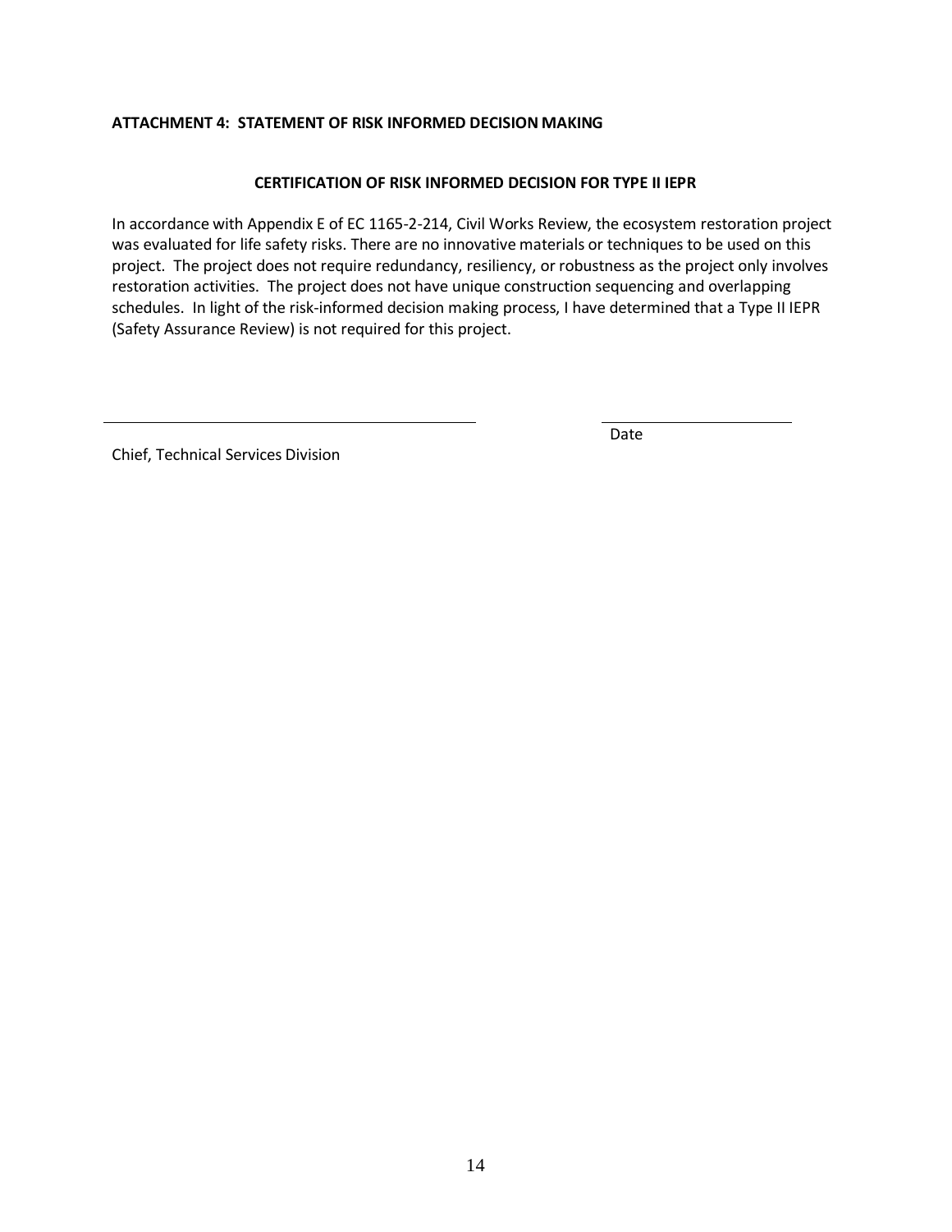**ATTACHMENT 4: STATEMENT OF RISK INFORMED DECISION MAKING**

**CERTIFICATION OF RISK INFORMED DECISION FOR TYPE II IEPR**

In accordance with Appendix E of EC 1165-2-214, Civil Works Review, the ecosystem restoration project was evaluated for life safety risks. There are no innovative materials or techniques to be used on this project. The project does not require redundancy, resiliency, or robustness as the project only involves restoration activities. The project does not have unique construction sequencing and overlapping schedules. In light of the risk-informed decision making process, I have determined that a Type II IEPR (Safety Assurance Review) is not required for this project.

\_\_\_\_\_\_\_\_\_\_\_\_\_\_\_\_\_\_\_\_\_\_\_\_\_\_\_\_\_\_\_\_\_\_\_\_\_\_\_\_ \_\_\_\_\_\_\_\_\_\_\_\_\_\_\_\_\_\_\_\_\_\_

Date

Chief, Technical Services Division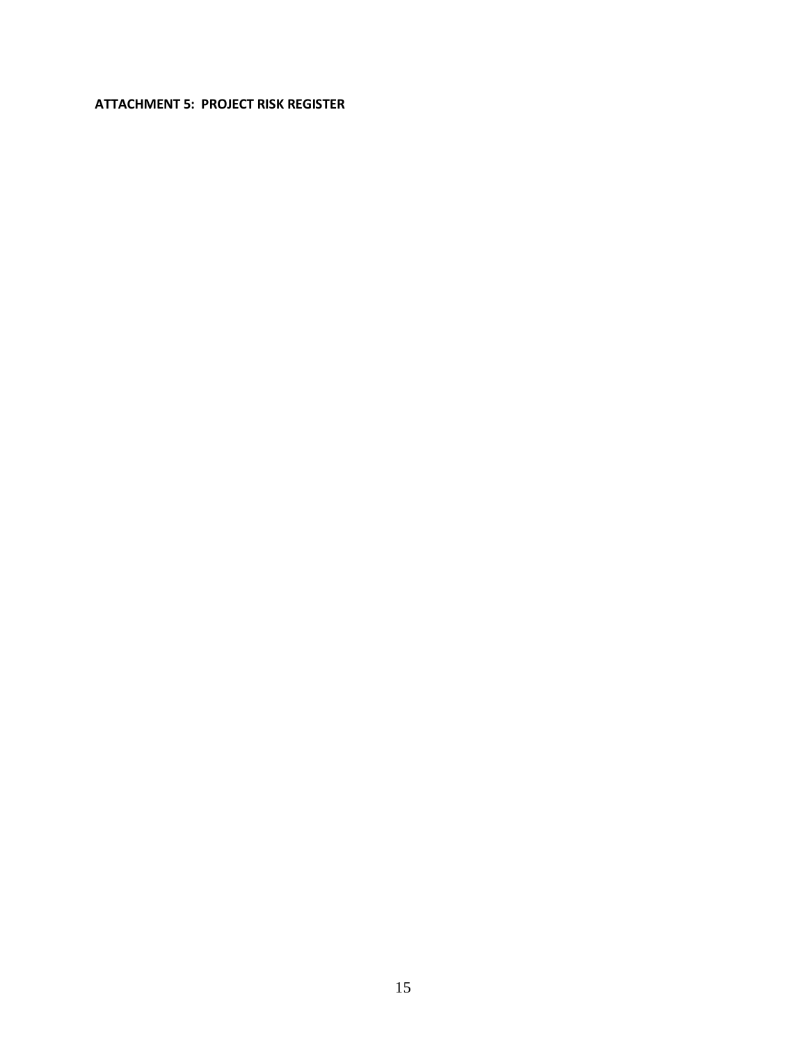**ATTACHMENT 5: PROJECT RISK REGISTER**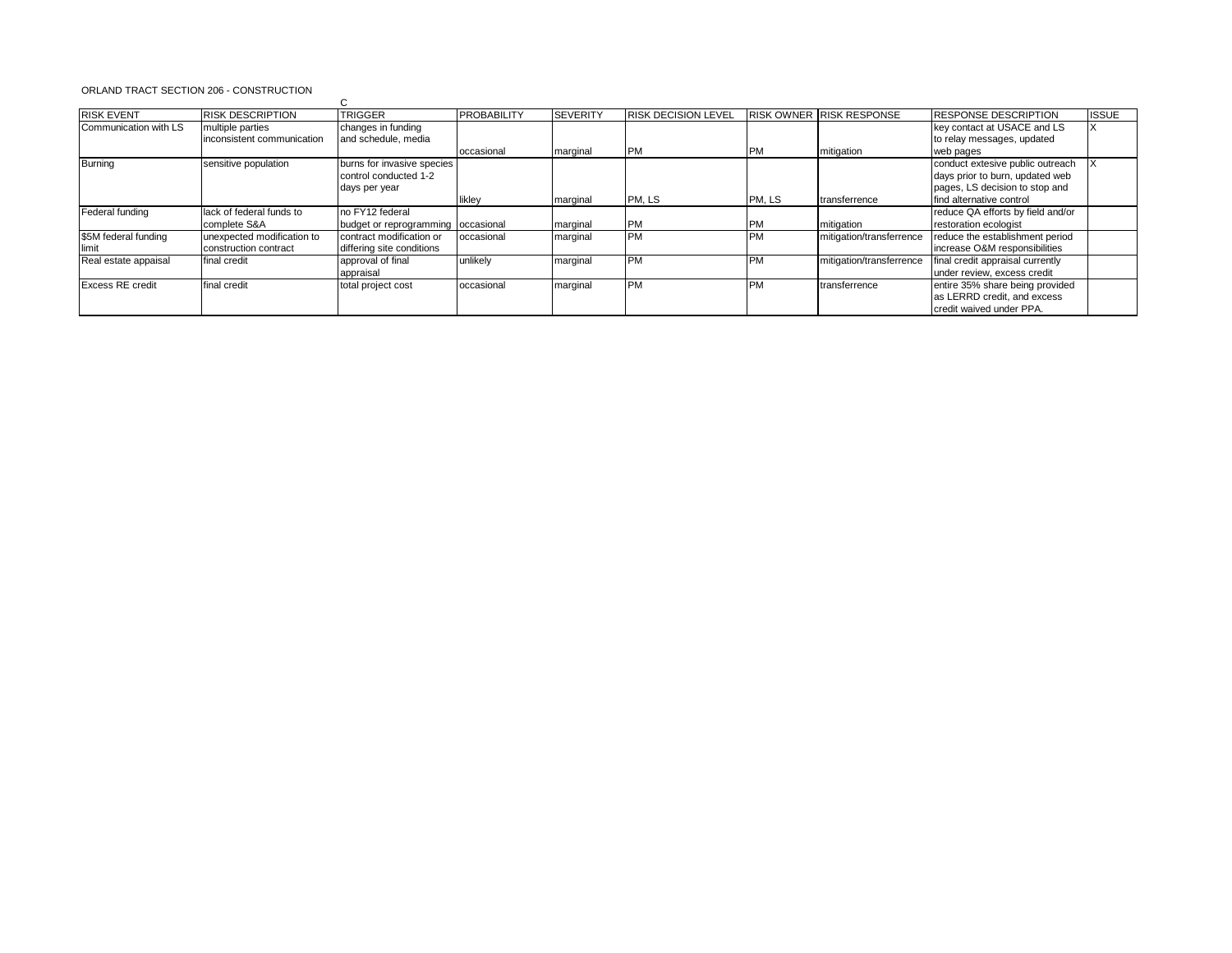ORLAND TRACT SECTION 206 - CONSTRUCTION

C

| RISK EVENT | RISK DESCRIPTION | TRIGGER | PROBABILITY | SEVERITY | RISK DECISION LEVEL | RISK OWNER | RISK RESPONSE | RESPONSE DESCRIPTION | ISSUE |
|---|---|---|---|---|---|---|---|---|---|
| Communication with LS | multiple parties inconsistent communication | changes in funding and schedule, media | occasional | marginal | PM | PM | mitigation | key contact at USACE and LS to relay messages, updated web pages | X |
| Burning | sensitive population | burns for invasive species control conducted 1-2 days per year | likley | marginal | PM, LS | PM, LS | transferrence | conduct extesive public outreach days prior to burn, updated web pages, LS decision to stop and find alternative control | X |
| Federal funding | lack of federal funds to complete S&A | no FY12 federal budget or reprogramming | occasional | marginal | PM | PM | mitigation | reduce QA efforts by field and/or restoration ecologist | |
| $5M federal funding limit | unexpected modification to construction contract | contract modification or differing site conditions | occasional | marginal | PM | PM | mitigation/transferrence | reduce the establishment period increase O&M responsibilities | |
| Real estate appaisal | final credit | approval of final appraisal | unlikely | marginal | PM | PM | mitigation/transferrence | final credit appraisal currently under review, excess credit | |
| Excess RE credit | final credit | total project cost | occasional | marginal | PM | PM | transferrence | entire 35% share being provided as LERRD credit, and excess credit waived under PPA. | |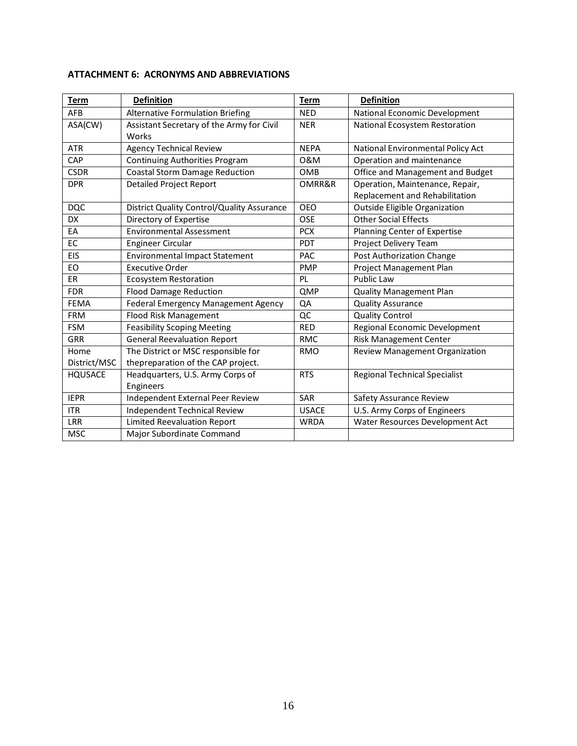### ATTACHMENT 6: ACRONYMS AND ABBREVIATIONS

| Term | Definition | Term | Definition |
|---|---|---|---|
| AFB | Alternative Formulation Briefing | NED | National Economic Development |
| ASA(CW) | Assistant Secretary of the Army for Civil Works | NER | National Ecosystem Restoration |
| ATR | Agency Technical Review | NEPA | National Environmental Policy Act |
| CAP | Continuing Authorities Program | O&M | Operation and maintenance |
| CSDR | Coastal Storm Damage Reduction | OMB | Office and Management and Budget |
| DPR | Detailed Project Report | OMRR&R | Operation, Maintenance, Repair, Replacement and Rehabilitation |
| DQC | District Quality Control/Quality Assurance | OEO | Outside Eligible Organization |
| DX | Directory of Expertise | OSE | Other Social Effects |
| EA | Environmental Assessment | PCX | Planning Center of Expertise |
| EC | Engineer Circular | PDT | Project Delivery Team |
| EIS | Environmental Impact Statement | PAC | Post Authorization Change |
| EO | Executive Order | PMP | Project Management Plan |
| ER | Ecosystem Restoration | PL | Public Law |
| FDR | Flood Damage Reduction | QMP | Quality Management Plan |
| FEMA | Federal Emergency Management Agency | QA | Quality Assurance |
| FRM | Flood Risk Management | QC | Quality Control |
| FSM | Feasibility Scoping Meeting | RED | Regional Economic Development |
| GRR | General Reevaluation Report | RMC | Risk Management Center |
| Home District/MSC | The District or MSC responsible for thepreparation of the CAP project. | RMO | Review Management Organization |
| HQUSACE | Headquarters, U.S. Army Corps of Engineers | RTS | Regional Technical Specialist |
| IEPR | Independent External Peer Review | SAR | Safety Assurance Review |
| ITR | Independent Technical Review | USACE | U.S. Army Corps of Engineers |
| LRR | Limited Reevaluation Report | WRDA | Water Resources Development Act |
| MSC | Major Subordinate Command | | |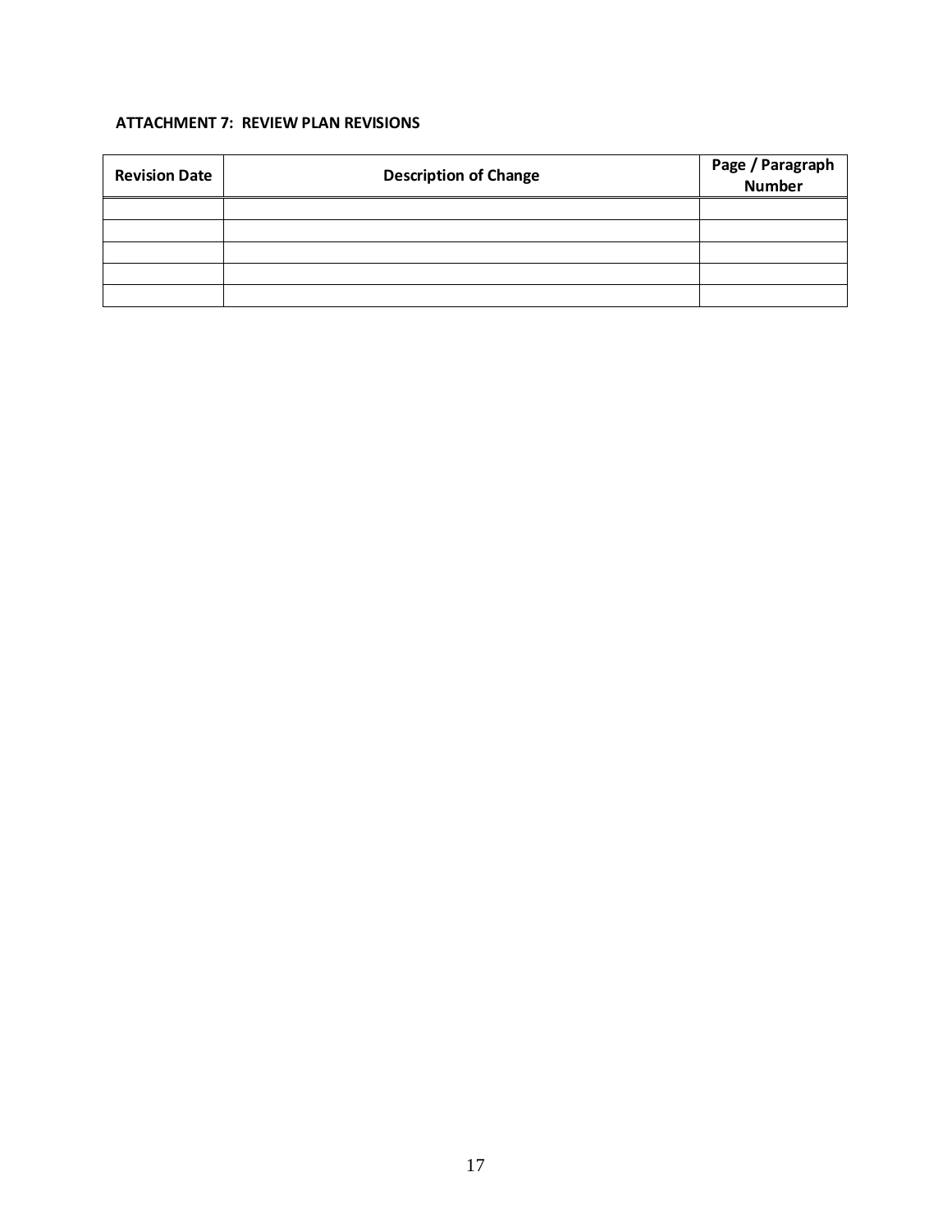**ATTACHMENT 7: REVIEW PLAN REVISIONS**

| Revision Date | Description of Change | Page / Paragraph Number |
|---|---|---|
| | | |
| | | |
| | | |
| | | |
| | | |